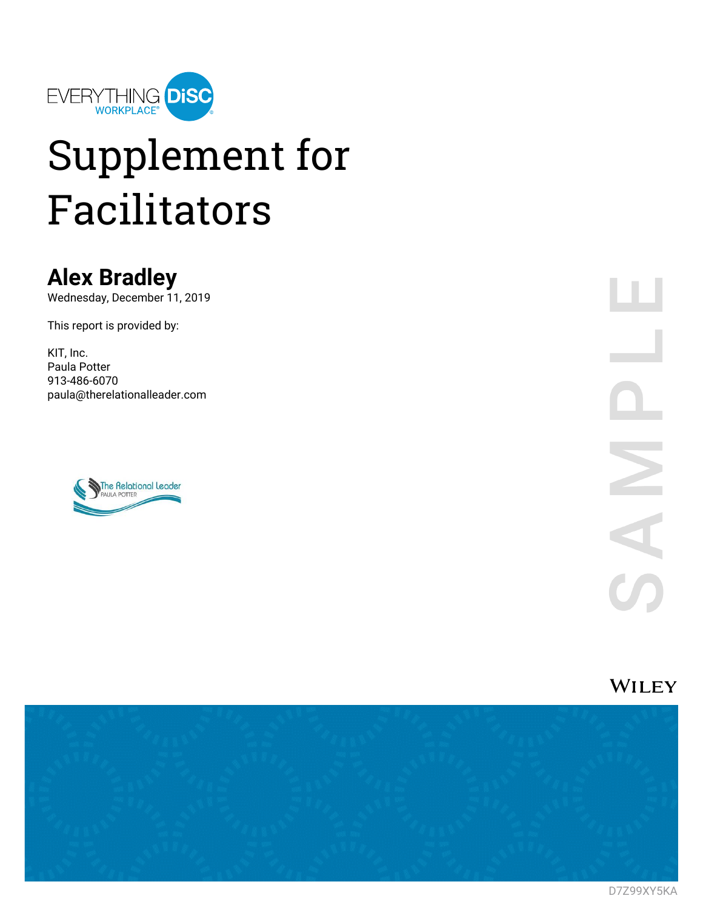EVERYTHING DiSC WORKPLACE®

# Supplement for Facilitators

## Alex Bradley

Wednesday, December 11, 2019

This report is provided by:

KIT, Inc.
Paula Potter
913-486-6070
paula@therelationalleader.com

The Relational Leader
PAULA POTTER

SAMPLE

WILEY

D7Z99XY5KA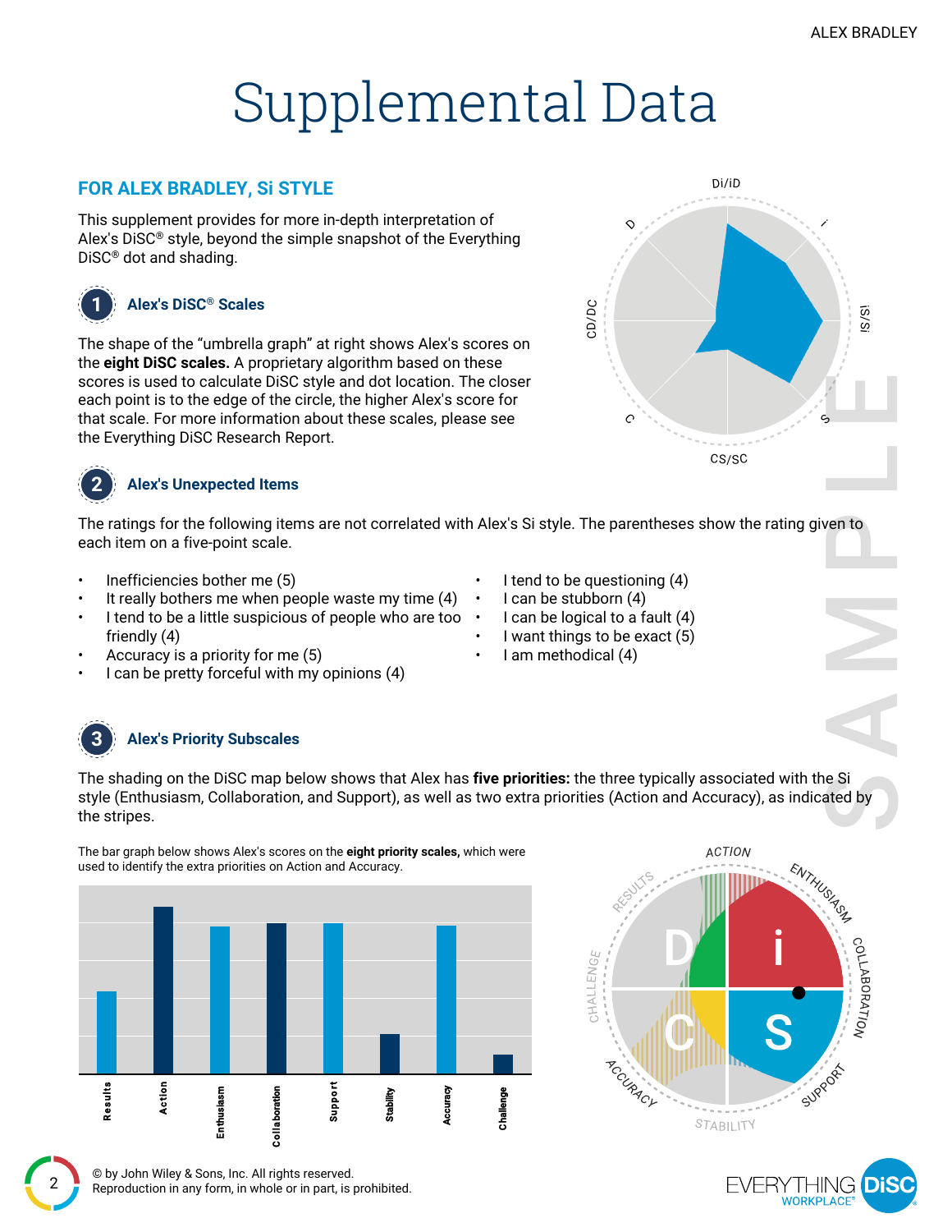# Supplemental Data

## FOR ALEX BRADLEY, Si STYLE

This supplement provides for more in-depth interpretation of Alex's DiSC® style, beyond the simple snapshot of the Everything DiSC® dot and shading.

### 1 Alex's DiSC® Scales

The shape of the "umbrella graph" at right shows Alex's scores on the **eight DiSC scales.** A proprietary algorithm based on these scores is used to calculate DiSC style and dot location. The closer each point is to the edge of the circle, the higher Alex's score for that scale. For more information about these scales, please see the Everything DiSC Research Report.

### 2 Alex's Unexpected Items

The ratings for the following items are not correlated with Alex's Si style. The parentheses show the rating given to each item on a five-point scale.

- Inefficiencies bother me (5)
- It really bothers me when people waste my time (4)
- I tend to be a little suspicious of people who are too friendly (4)
- Accuracy is a priority for me (5)
- I can be pretty forceful with my opinions (4)
- I tend to be questioning (4)
- I can be stubborn (4)
- I can be logical to a fault (4)
- I want things to be exact (5)
- I am methodical (4)

### 3 Alex's Priority Subscales

The shading on the DiSC map below shows that Alex has **five priorities:** the three typically associated with the Si style (Enthusiasm, Collaboration, and Support), as well as two extra priorities (Action and Accuracy), as indicated by the stripes.

The bar graph below shows Alex's scores on the **eight priority scales,** which were used to identify the extra priorities on Action and Accuracy.

© by John Wiley & Sons, Inc. All rights reserved.
Reproduction in any form, in whole or in part, is prohibited.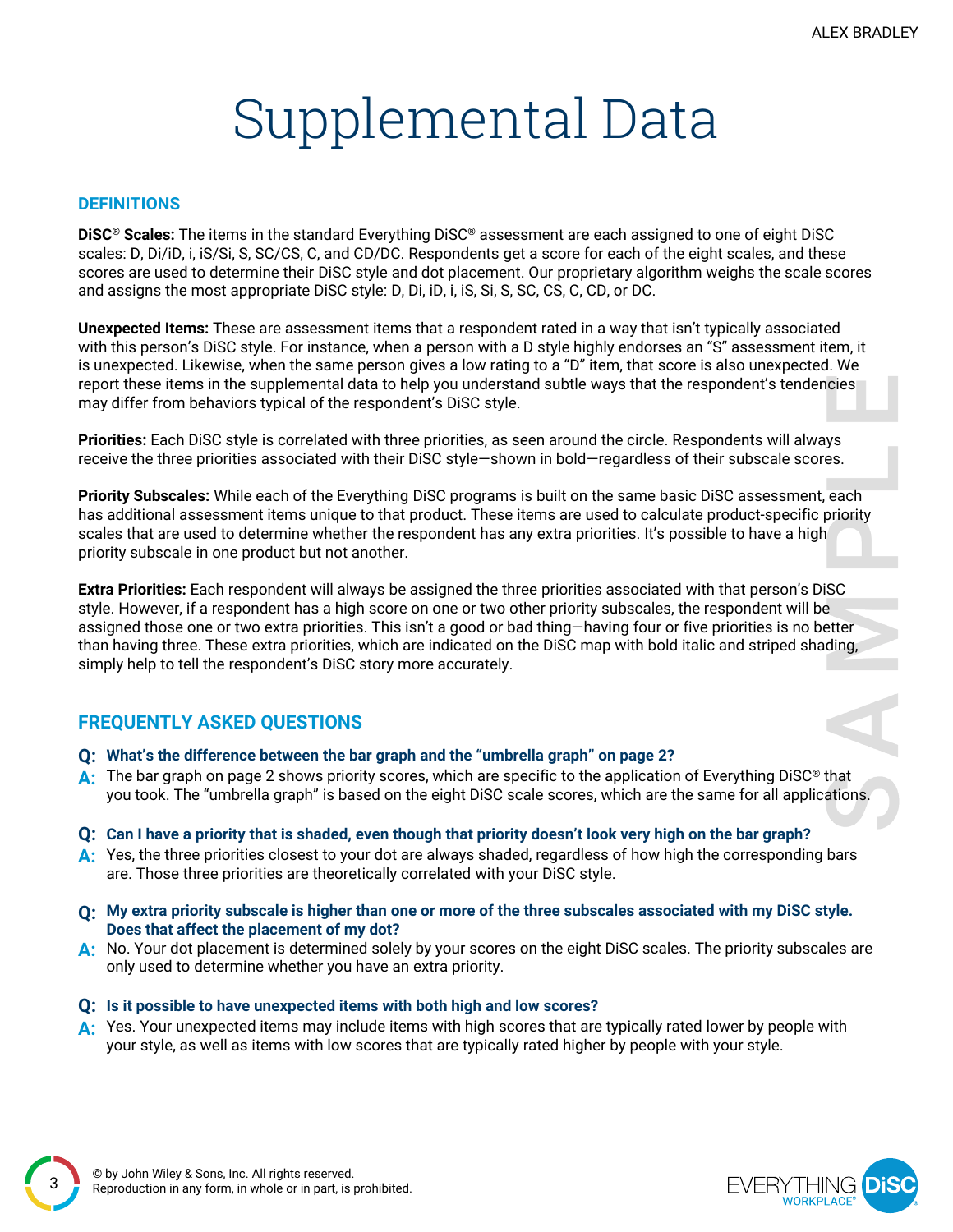# Supplemental Data

## DEFINITIONS

**DiSC® Scales:** The items in the standard Everything DiSC® assessment are each assigned to one of eight DiSC scales: D, Di/iD, i, iS/Si, S, SC/CS, C, and CD/DC. Respondents get a score for each of the eight scales, and these scores are used to determine their DiSC style and dot placement. Our proprietary algorithm weighs the scale scores and assigns the most appropriate DiSC style: D, Di, iD, i, iS, Si, S, SC, CS, C, CD, or DC.

**Unexpected Items:** These are assessment items that a respondent rated in a way that isn't typically associated with this person's DiSC style. For instance, when a person with a D style highly endorses an "S" assessment item, it is unexpected. Likewise, when the same person gives a low rating to a "D" item, that score is also unexpected. We report these items in the supplemental data to help you understand subtle ways that the respondent's tendencies may differ from behaviors typical of the respondent's DiSC style.

**Priorities:** Each DiSC style is correlated with three priorities, as seen around the circle. Respondents will always receive the three priorities associated with their DiSC style—shown in bold—regardless of their subscale scores.

**Priority Subscales:** While each of the Everything DiSC programs is built on the same basic DiSC assessment, each has additional assessment items unique to that product. These items are used to calculate product-specific priority scales that are used to determine whether the respondent has any extra priorities. It's possible to have a high priority subscale in one product but not another.

**Extra Priorities:** Each respondent will always be assigned the three priorities associated with that person's DiSC style. However, if a respondent has a high score on one or two other priority subscales, the respondent will be assigned those one or two extra priorities. This isn't a good or bad thing—having four or five priorities is no better than having three. These extra priorities, which are indicated on the DiSC map with bold italic and striped shading, simply help to tell the respondent's DiSC story more accurately.

## FREQUENTLY ASKED QUESTIONS

**Q: What's the difference between the bar graph and the "umbrella graph" on page 2?**

**A:** The bar graph on page 2 shows priority scores, which are specific to the application of Everything DiSC® that you took. The "umbrella graph" is based on the eight DiSC scale scores, which are the same for all applications.

**Q: Can I have a priority that is shaded, even though that priority doesn't look very high on the bar graph?**

**A:** Yes, the three priorities closest to your dot are always shaded, regardless of how high the corresponding bars are. Those three priorities are theoretically correlated with your DiSC style.

**Q: My extra priority subscale is higher than one or more of the three subscales associated with my DiSC style. Does that affect the placement of my dot?**

**A:** No. Your dot placement is determined solely by your scores on the eight DiSC scales. The priority subscales are only used to determine whether you have an extra priority.

**Q: Is it possible to have unexpected items with both high and low scores?**

**A:** Yes. Your unexpected items may include items with high scores that are typically rated lower by people with your style, as well as items with low scores that are typically rated higher by people with your style.

© by John Wiley & Sons, Inc. All rights reserved.
Reproduction in any form, in whole or in part, is prohibited.